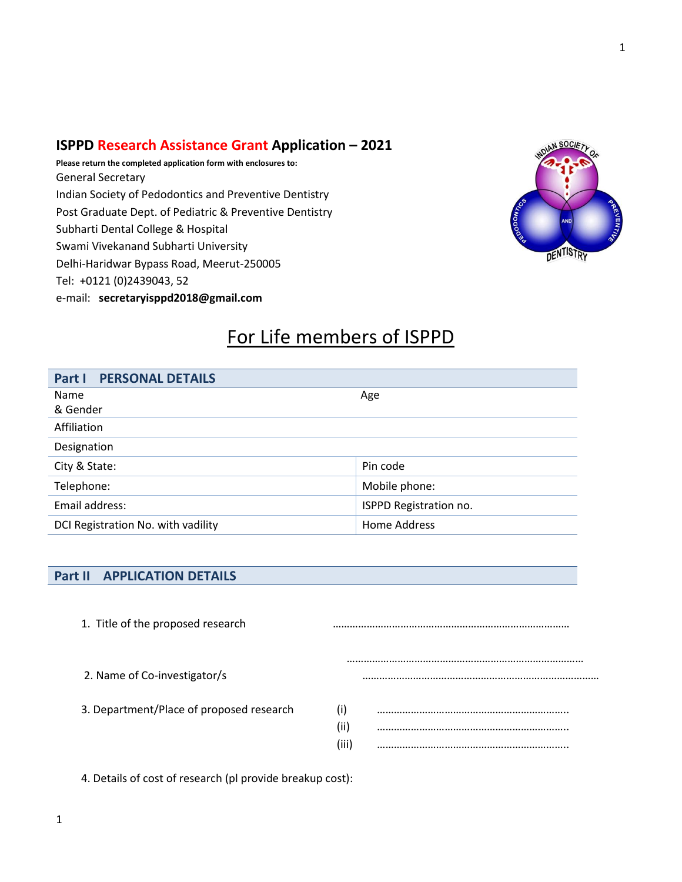# ISPPD Research Assistance Grant Application – 2021

**Please return the completed application form with enclosures to:**

General Secretary
Indian Society of Pedodontics and Preventive Dentistry
Post Graduate Dept. of Pediatric & Preventive Dentistry
Subharti Dental College & Hospital
Swami Vivekanand Subharti University
Delhi-Haridwar Bypass Road, Meerut-250005
Tel: +0121 (0)2439043, 52
e-mail: **secretaryisppd2018@gmail.com**

## For Life members of ISPPD

| **Part I PERSONAL DETAILS** | |
|---|---|
| Name & Gender | Age |
| Affiliation | |
| Designation | |
| City & State: | Pin code |
| Telephone: | Mobile phone: |
| Email address: | ISPPD Registration no. |
| DCI Registration No. with vadility | Home Address |

## Part II APPLICATION DETAILS

1. Title of the proposed research ………………………………………………………………………… …………………………………………………………………………

2. Name of Co-investigator/s …………………………………………………………………………

3. Department/Place of proposed research
   (i) …………………………………………………………
   (ii) …………………………………………………………
   (iii) …………………………………………………………

4. Details of cost of research (pl provide breakup cost):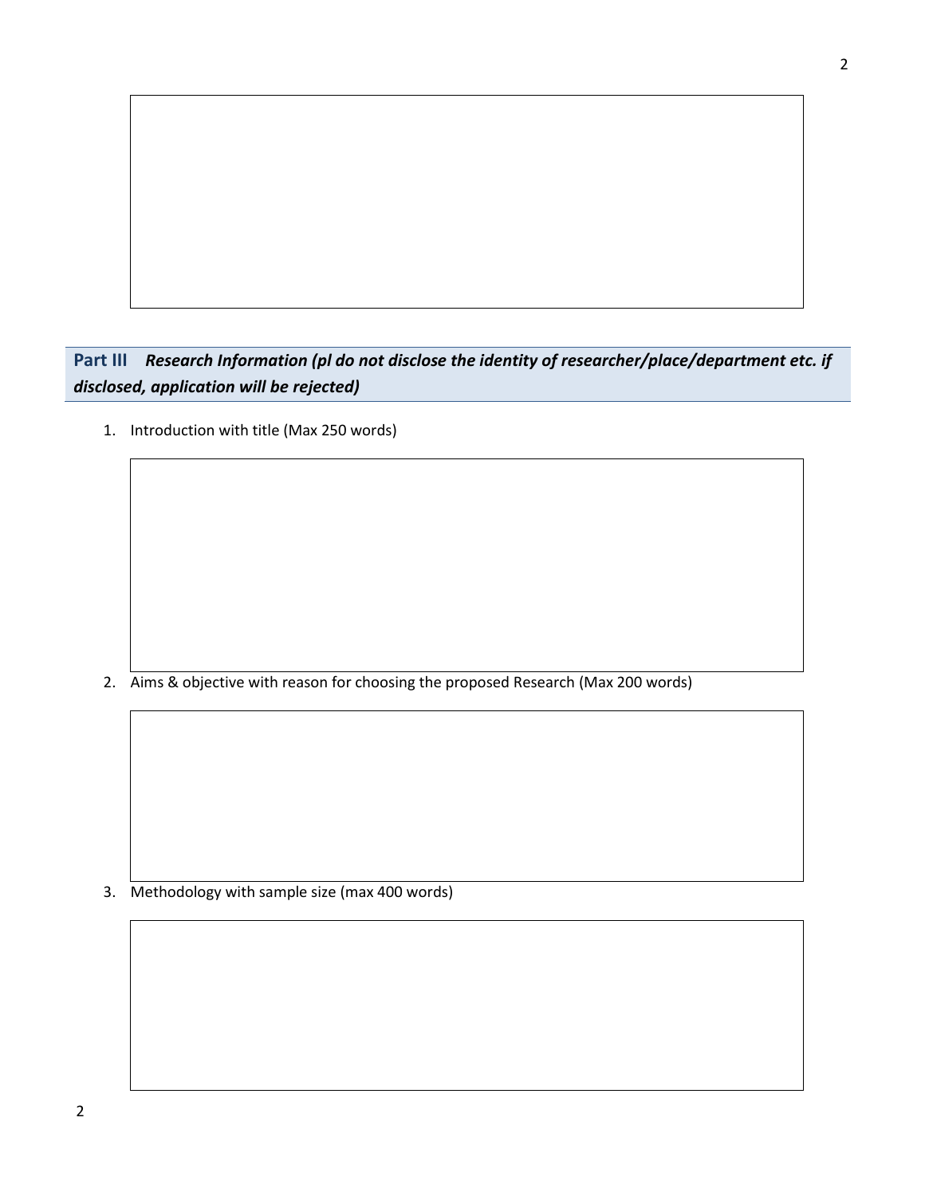## Part III *Research Information (pl do not disclose the identity of researcher/place/department etc. if disclosed, application will be rejected)*

1. Introduction with title (Max 250 words)

2. Aims & objective with reason for choosing the proposed Research (Max 200 words)

3. Methodology with sample size (max 400 words)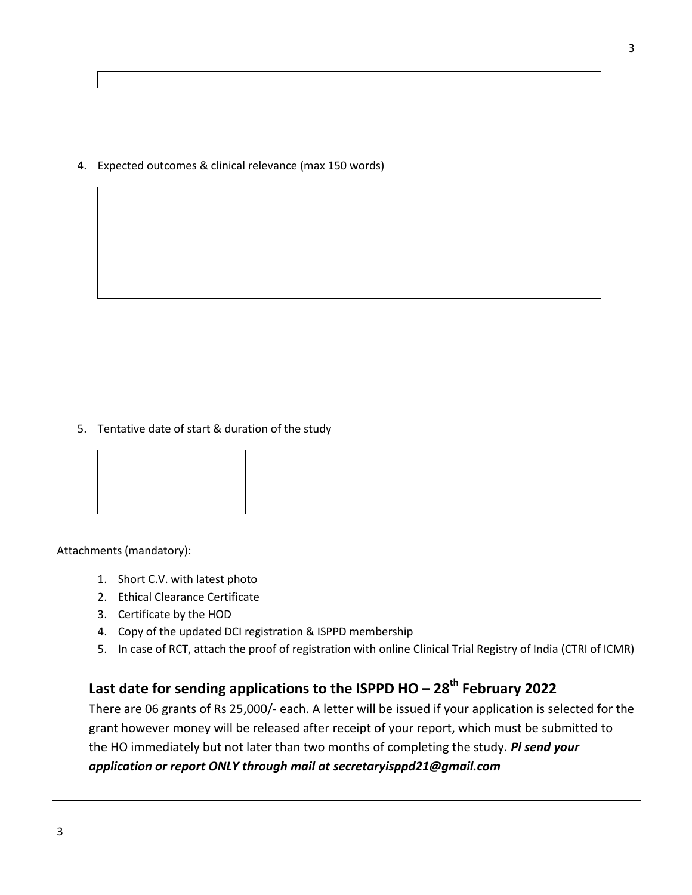4. Expected outcomes & clinical relevance (max 150 words)

5. Tentative date of start & duration of the study

Attachments (mandatory):

1. Short C.V. with latest photo
2. Ethical Clearance Certificate
3. Certificate by the HOD
4. Copy of the updated DCI registration & ISPPD membership
5. In case of RCT, attach the proof of registration with online Clinical Trial Registry of India (CTRI of ICMR)

**Last date for sending applications to the ISPPD HO – 28th February 2022**

There are 06 grants of Rs 25,000/- each. A letter will be issued if your application is selected for the grant however money will be released after receipt of your report, which must be submitted to the HO immediately but not later than two months of completing the study. ***Pl send your application or report ONLY through mail at secretaryisppd21@gmail.com***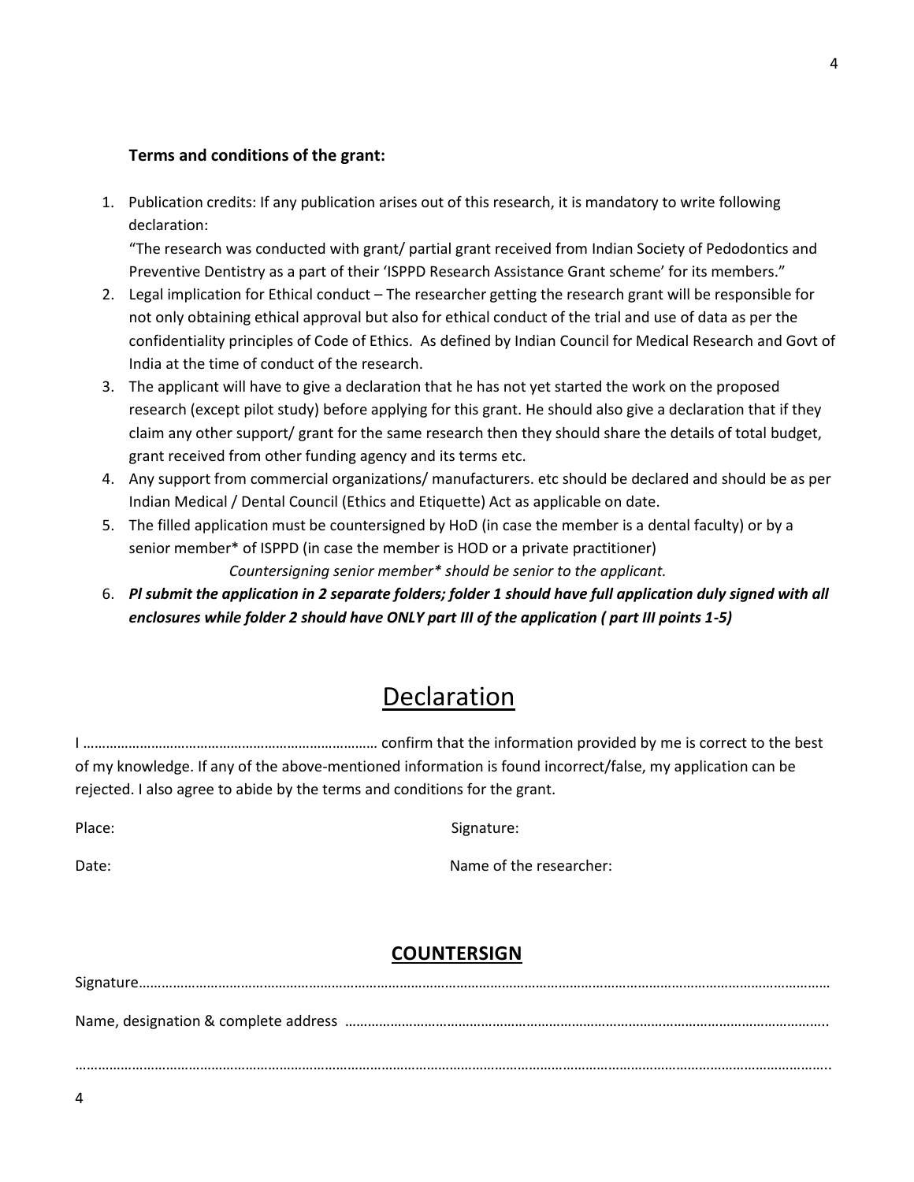**Terms and conditions of the grant:**

1. Publication credits: If any publication arises out of this research, it is mandatory to write following declaration:
   "The research was conducted with grant/ partial grant received from Indian Society of Pedodontics and Preventive Dentistry as a part of their 'ISPPD Research Assistance Grant scheme' for its members."
2. Legal implication for Ethical conduct – The researcher getting the research grant will be responsible for not only obtaining ethical approval but also for ethical conduct of the trial and use of data as per the confidentiality principles of Code of Ethics. As defined by Indian Council for Medical Research and Govt of India at the time of conduct of the research.
3. The applicant will have to give a declaration that he has not yet started the work on the proposed research (except pilot study) before applying for this grant. He should also give a declaration that if they claim any other support/ grant for the same research then they should share the details of total budget, grant received from other funding agency and its terms etc.
4. Any support from commercial organizations/ manufacturers. etc should be declared and should be as per Indian Medical / Dental Council (Ethics and Etiquette) Act as applicable on date.
5. The filled application must be countersigned by HoD (in case the member is a dental faculty) or by a senior member* of ISPPD (in case the member is HOD or a private practitioner)
   *Countersigning senior member* should be senior to the applicant.*
6. ***Pl submit the application in 2 separate folders; folder 1 should have full application duly signed with all enclosures while folder 2 should have ONLY part III of the application ( part III points 1-5)***

# Declaration

I …………………………………………………………………… confirm that the information provided by me is correct to the best of my knowledge. If any of the above-mentioned information is found incorrect/false, my application can be rejected. I also agree to abide by the terms and conditions for the grant.

Place: Signature:

Date: Name of the researcher:

## COUNTERSIGN

Signature…………………………………………………………………………………………………………………………………………………………

Name, designation & complete address …………………………………………………………………………………………………………..

…………………………………………………………………………………………………………………………………………………………………………..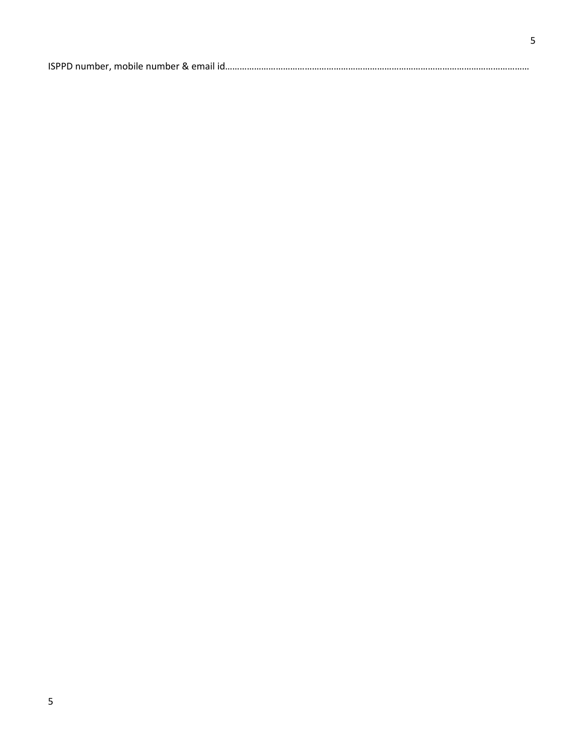ISPPD number, mobile number & email id……………………………………………………………………………………………………………